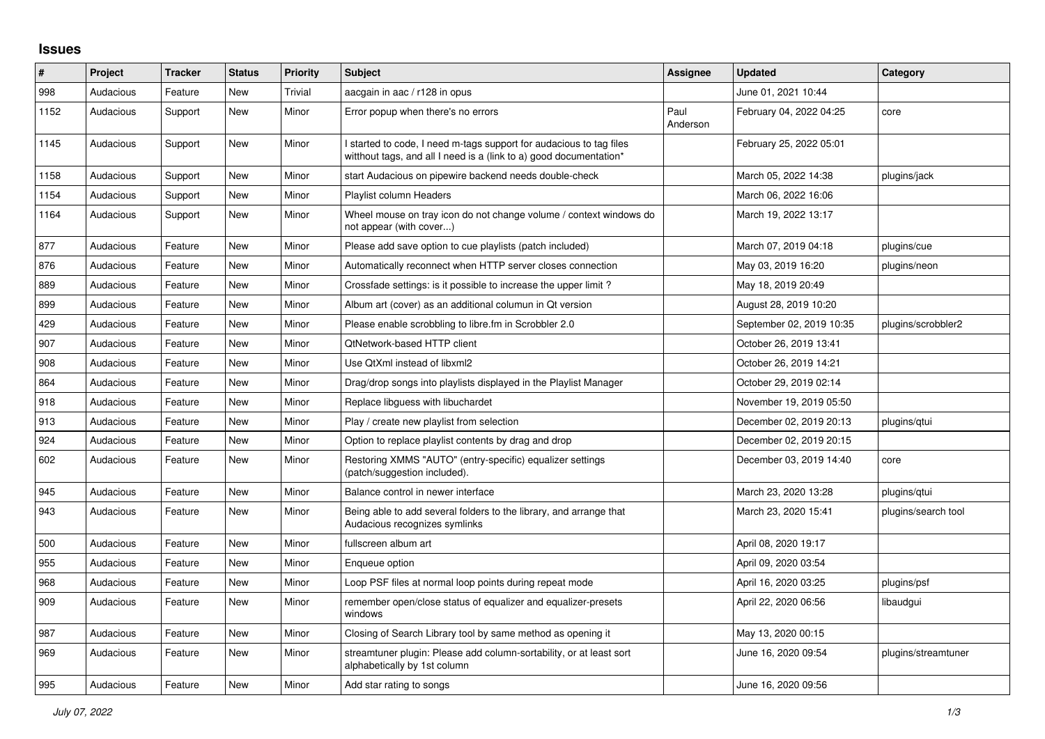# Issues

| # | Project | Tracker | Status | Priority | Subject | Assignee | Updated | Category |
|---|---|---|---|---|---|---|---|---|
| 998 | Audacious | Feature | New | Trivial | aacgain in aac / r128 in opus | | June 01, 2021 10:44 | |
| 1152 | Audacious | Support | New | Minor | Error popup when there's no errors | Paul Anderson | February 04, 2022 04:25 | core |
| 1145 | Audacious | Support | New | Minor | I started to code, I need m-tags support for audacious to tag files witthout tags, and all I need is a (link to a) good documentation* | | February 25, 2022 05:01 | |
| 1158 | Audacious | Support | New | Minor | start Audacious on pipewire backend needs double-check | | March 05, 2022 14:38 | plugins/jack |
| 1154 | Audacious | Support | New | Minor | Playlist column Headers | | March 06, 2022 16:06 | |
| 1164 | Audacious | Support | New | Minor | Wheel mouse on tray icon do not change volume / context windows do not appear (with cover...) | | March 19, 2022 13:17 | |
| 877 | Audacious | Feature | New | Minor | Please add save option to cue playlists (patch included) | | March 07, 2019 04:18 | plugins/cue |
| 876 | Audacious | Feature | New | Minor | Automatically reconnect when HTTP server closes connection | | May 03, 2019 16:20 | plugins/neon |
| 889 | Audacious | Feature | New | Minor | Crossfade settings: is it possible to increase the upper limit ? | | May 18, 2019 20:49 | |
| 899 | Audacious | Feature | New | Minor | Album art (cover) as an additional columun in Qt version | | August 28, 2019 10:20 | |
| 429 | Audacious | Feature | New | Minor | Please enable scrobbling to libre.fm in Scrobbler 2.0 | | September 02, 2019 10:35 | plugins/scrobbler2 |
| 907 | Audacious | Feature | New | Minor | QtNetwork-based HTTP client | | October 26, 2019 13:41 | |
| 908 | Audacious | Feature | New | Minor | Use QtXml instead of libxml2 | | October 26, 2019 14:21 | |
| 864 | Audacious | Feature | New | Minor | Drag/drop songs into playlists displayed in the Playlist Manager | | October 29, 2019 02:14 | |
| 918 | Audacious | Feature | New | Minor | Replace libguess with libuchardet | | November 19, 2019 05:50 | |
| 913 | Audacious | Feature | New | Minor | Play / create new playlist from selection | | December 02, 2019 20:13 | plugins/qtui |
| 924 | Audacious | Feature | New | Minor | Option to replace playlist contents by drag and drop | | December 02, 2019 20:15 | |
| 602 | Audacious | Feature | New | Minor | Restoring XMMS "AUTO" (entry-specific) equalizer settings (patch/suggestion included). | | December 03, 2019 14:40 | core |
| 945 | Audacious | Feature | New | Minor | Balance control in newer interface | | March 23, 2020 13:28 | plugins/qtui |
| 943 | Audacious | Feature | New | Minor | Being able to add several folders to the library, and arrange that Audacious recognizes symlinks | | March 23, 2020 15:41 | plugins/search tool |
| 500 | Audacious | Feature | New | Minor | fullscreen album art | | April 08, 2020 19:17 | |
| 955 | Audacious | Feature | New | Minor | Enqueue option | | April 09, 2020 03:54 | |
| 968 | Audacious | Feature | New | Minor | Loop PSF files at normal loop points during repeat mode | | April 16, 2020 03:25 | plugins/psf |
| 909 | Audacious | Feature | New | Minor | remember open/close status of equalizer and equalizer-presets windows | | April 22, 2020 06:56 | libaudgui |
| 987 | Audacious | Feature | New | Minor | Closing of Search Library tool by same method as opening it | | May 13, 2020 00:15 | |
| 969 | Audacious | Feature | New | Minor | streamtuner plugin: Please add column-sortability, or at least sort alphabetically by 1st column | | June 16, 2020 09:54 | plugins/streamtuner |
| 995 | Audacious | Feature | New | Minor | Add star rating to songs | | June 16, 2020 09:56 | |

*July 07, 2022*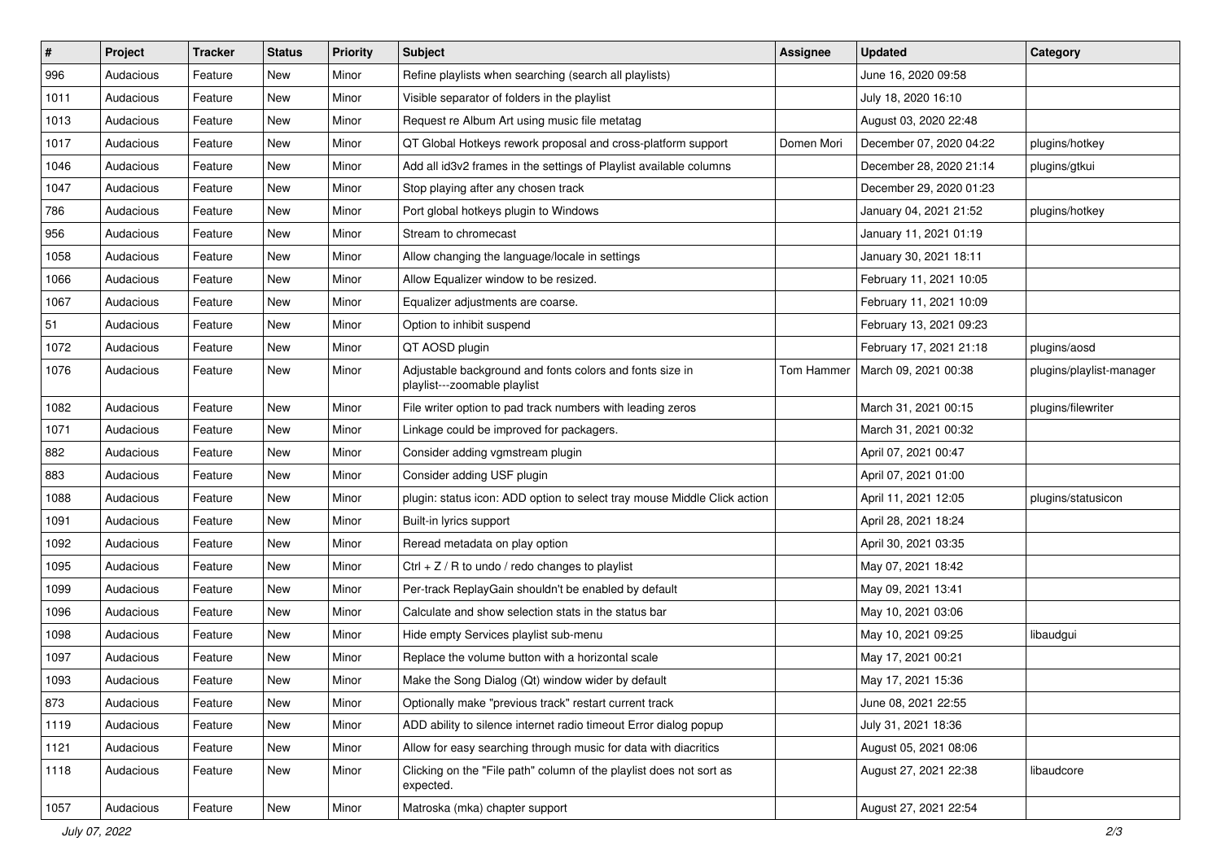| # | Project | Tracker | Status | Priority | Subject | Assignee | Updated | Category |
|---|---|---|---|---|---|---|---|---|
| 996 | Audacious | Feature | New | Minor | Refine playlists when searching (search all playlists) | | June 16, 2020 09:58 | |
| 1011 | Audacious | Feature | New | Minor | Visible separator of folders in the playlist | | July 18, 2020 16:10 | |
| 1013 | Audacious | Feature | New | Minor | Request re Album Art using music file metatag | | August 03, 2020 22:48 | |
| 1017 | Audacious | Feature | New | Minor | QT Global Hotkeys rework proposal and cross-platform support | Domen Mori | December 07, 2020 04:22 | plugins/hotkey |
| 1046 | Audacious | Feature | New | Minor | Add all id3v2 frames in the settings of Playlist available columns | | December 28, 2020 21:14 | plugins/gtkui |
| 1047 | Audacious | Feature | New | Minor | Stop playing after any chosen track | | December 29, 2020 01:23 | |
| 786 | Audacious | Feature | New | Minor | Port global hotkeys plugin to Windows | | January 04, 2021 21:52 | plugins/hotkey |
| 956 | Audacious | Feature | New | Minor | Stream to chromecast | | January 11, 2021 01:19 | |
| 1058 | Audacious | Feature | New | Minor | Allow changing the language/locale in settings | | January 30, 2021 18:11 | |
| 1066 | Audacious | Feature | New | Minor | Allow Equalizer window to be resized. | | February 11, 2021 10:05 | |
| 1067 | Audacious | Feature | New | Minor | Equalizer adjustments are coarse. | | February 11, 2021 10:09 | |
| 51 | Audacious | Feature | New | Minor | Option to inhibit suspend | | February 13, 2021 09:23 | |
| 1072 | Audacious | Feature | New | Minor | QT AOSD plugin | | February 17, 2021 21:18 | plugins/aosd |
| 1076 | Audacious | Feature | New | Minor | Adjustable background and fonts colors and fonts size in playlist---zoomable playlist | Tom Hammer | March 09, 2021 00:38 | plugins/playlist-manager |
| 1082 | Audacious | Feature | New | Minor | File writer option to pad track numbers with leading zeros | | March 31, 2021 00:15 | plugins/filewriter |
| 1071 | Audacious | Feature | New | Minor | Linkage could be improved for packagers. | | March 31, 2021 00:32 | |
| 882 | Audacious | Feature | New | Minor | Consider adding vgmstream plugin | | April 07, 2021 00:47 | |
| 883 | Audacious | Feature | New | Minor | Consider adding USF plugin | | April 07, 2021 01:00 | |
| 1088 | Audacious | Feature | New | Minor | plugin: status icon: ADD option to select tray mouse Middle Click action | | April 11, 2021 12:05 | plugins/statusicon |
| 1091 | Audacious | Feature | New | Minor | Built-in lyrics support | | April 28, 2021 18:24 | |
| 1092 | Audacious | Feature | New | Minor | Reread metadata on play option | | April 30, 2021 03:35 | |
| 1095 | Audacious | Feature | New | Minor | Ctrl + Z / R to undo / redo changes to playlist | | May 07, 2021 18:42 | |
| 1099 | Audacious | Feature | New | Minor | Per-track ReplayGain shouldn't be enabled by default | | May 09, 2021 13:41 | |
| 1096 | Audacious | Feature | New | Minor | Calculate and show selection stats in the status bar | | May 10, 2021 03:06 | |
| 1098 | Audacious | Feature | New | Minor | Hide empty Services playlist sub-menu | | May 10, 2021 09:25 | libaudgui |
| 1097 | Audacious | Feature | New | Minor | Replace the volume button with a horizontal scale | | May 17, 2021 00:21 | |
| 1093 | Audacious | Feature | New | Minor | Make the Song Dialog (Qt) window wider by default | | May 17, 2021 15:36 | |
| 873 | Audacious | Feature | New | Minor | Optionally make "previous track" restart current track | | June 08, 2021 22:55 | |
| 1119 | Audacious | Feature | New | Minor | ADD ability to silence internet radio timeout Error dialog popup | | July 31, 2021 18:36 | |
| 1121 | Audacious | Feature | New | Minor | Allow for easy searching through music for data with diacritics | | August 05, 2021 08:06 | |
| 1118 | Audacious | Feature | New | Minor | Clicking on the "File path" column of the playlist does not sort as expected. | | August 27, 2021 22:38 | libaudcore |
| 1057 | Audacious | Feature | New | Minor | Matroska (mka) chapter support | | August 27, 2021 22:54 | |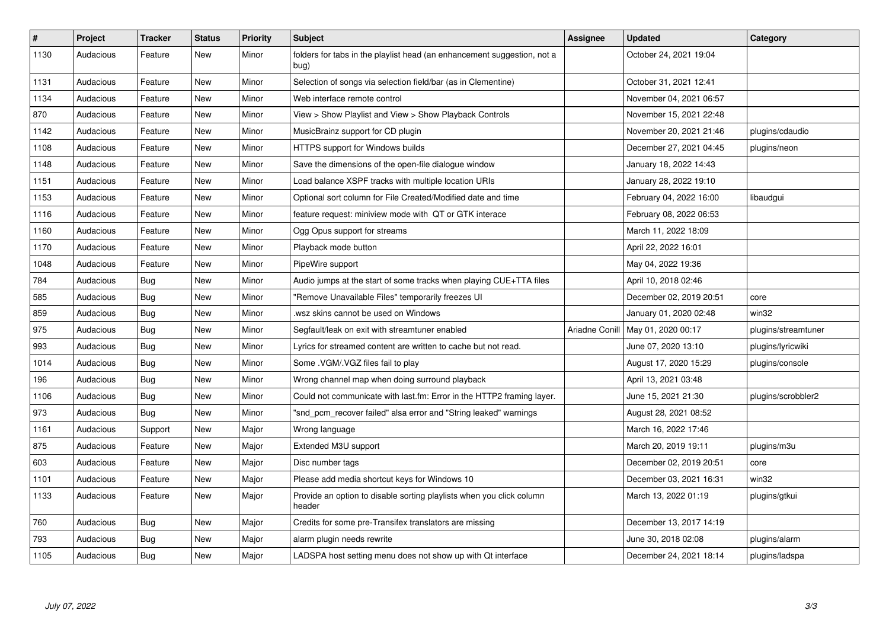| # | Project | Tracker | Status | Priority | Subject | Assignee | Updated | Category |
|---|---|---|---|---|---|---|---|---|
| 1130 | Audacious | Feature | New | Minor | folders for tabs in the playlist head (an enhancement suggestion, not a bug) | | October 24, 2021 19:04 | |
| 1131 | Audacious | Feature | New | Minor | Selection of songs via selection field/bar (as in Clementine) | | October 31, 2021 12:41 | |
| 1134 | Audacious | Feature | New | Minor | Web interface remote control | | November 04, 2021 06:57 | |
| 870 | Audacious | Feature | New | Minor | View > Show Playlist and View > Show Playback Controls | | November 15, 2021 22:48 | |
| 1142 | Audacious | Feature | New | Minor | MusicBrainz support for CD plugin | | November 20, 2021 21:46 | plugins/cdaudio |
| 1108 | Audacious | Feature | New | Minor | HTTPS support for Windows builds | | December 27, 2021 04:45 | plugins/neon |
| 1148 | Audacious | Feature | New | Minor | Save the dimensions of the open-file dialogue window | | January 18, 2022 14:43 | |
| 1151 | Audacious | Feature | New | Minor | Load balance XSPF tracks with multiple location URIs | | January 28, 2022 19:10 | |
| 1153 | Audacious | Feature | New | Minor | Optional sort column for File Created/Modified date and time | | February 04, 2022 16:00 | libaudgui |
| 1116 | Audacious | Feature | New | Minor | feature request: miniview mode with QT or GTK interace | | February 08, 2022 06:53 | |
| 1160 | Audacious | Feature | New | Minor | Ogg Opus support for streams | | March 11, 2022 18:09 | |
| 1170 | Audacious | Feature | New | Minor | Playback mode button | | April 22, 2022 16:01 | |
| 1048 | Audacious | Feature | New | Minor | PipeWire support | | May 04, 2022 19:36 | |
| 784 | Audacious | Bug | New | Minor | Audio jumps at the start of some tracks when playing CUE+TTA files | | April 10, 2018 02:46 | |
| 585 | Audacious | Bug | New | Minor | "Remove Unavailable Files" temporarily freezes UI | | December 02, 2019 20:51 | core |
| 859 | Audacious | Bug | New | Minor | .wsz skins cannot be used on Windows | | January 01, 2020 02:48 | win32 |
| 975 | Audacious | Bug | New | Minor | Segfault/leak on exit with streamtuner enabled | Ariadne Conill | May 01, 2020 00:17 | plugins/streamtuner |
| 993 | Audacious | Bug | New | Minor | Lyrics for streamed content are written to cache but not read. | | June 07, 2020 13:10 | plugins/lyricwiki |
| 1014 | Audacious | Bug | New | Minor | Some .VGM/.VGZ files fail to play | | August 17, 2020 15:29 | plugins/console |
| 196 | Audacious | Bug | New | Minor | Wrong channel map when doing surround playback | | April 13, 2021 03:48 | |
| 1106 | Audacious | Bug | New | Minor | Could not communicate with last.fm: Error in the HTTP2 framing layer. | | June 15, 2021 21:30 | plugins/scrobbler2 |
| 973 | Audacious | Bug | New | Minor | "snd_pcm_recover failed" alsa error and "String leaked" warnings | | August 28, 2021 08:52 | |
| 1161 | Audacious | Support | New | Major | Wrong language | | March 16, 2022 17:46 | |
| 875 | Audacious | Feature | New | Major | Extended M3U support | | March 20, 2019 19:11 | plugins/m3u |
| 603 | Audacious | Feature | New | Major | Disc number tags | | December 02, 2019 20:51 | core |
| 1101 | Audacious | Feature | New | Major | Please add media shortcut keys for Windows 10 | | December 03, 2021 16:31 | win32 |
| 1133 | Audacious | Feature | New | Major | Provide an option to disable sorting playlists when you click column header | | March 13, 2022 01:19 | plugins/gtkui |
| 760 | Audacious | Bug | New | Major | Credits for some pre-Transifex translators are missing | | December 13, 2017 14:19 | |
| 793 | Audacious | Bug | New | Major | alarm plugin needs rewrite | | June 30, 2018 02:08 | plugins/alarm |
| 1105 | Audacious | Bug | New | Major | LADSPA host setting menu does not show up with Qt interface | | December 24, 2021 18:14 | plugins/ladspa |